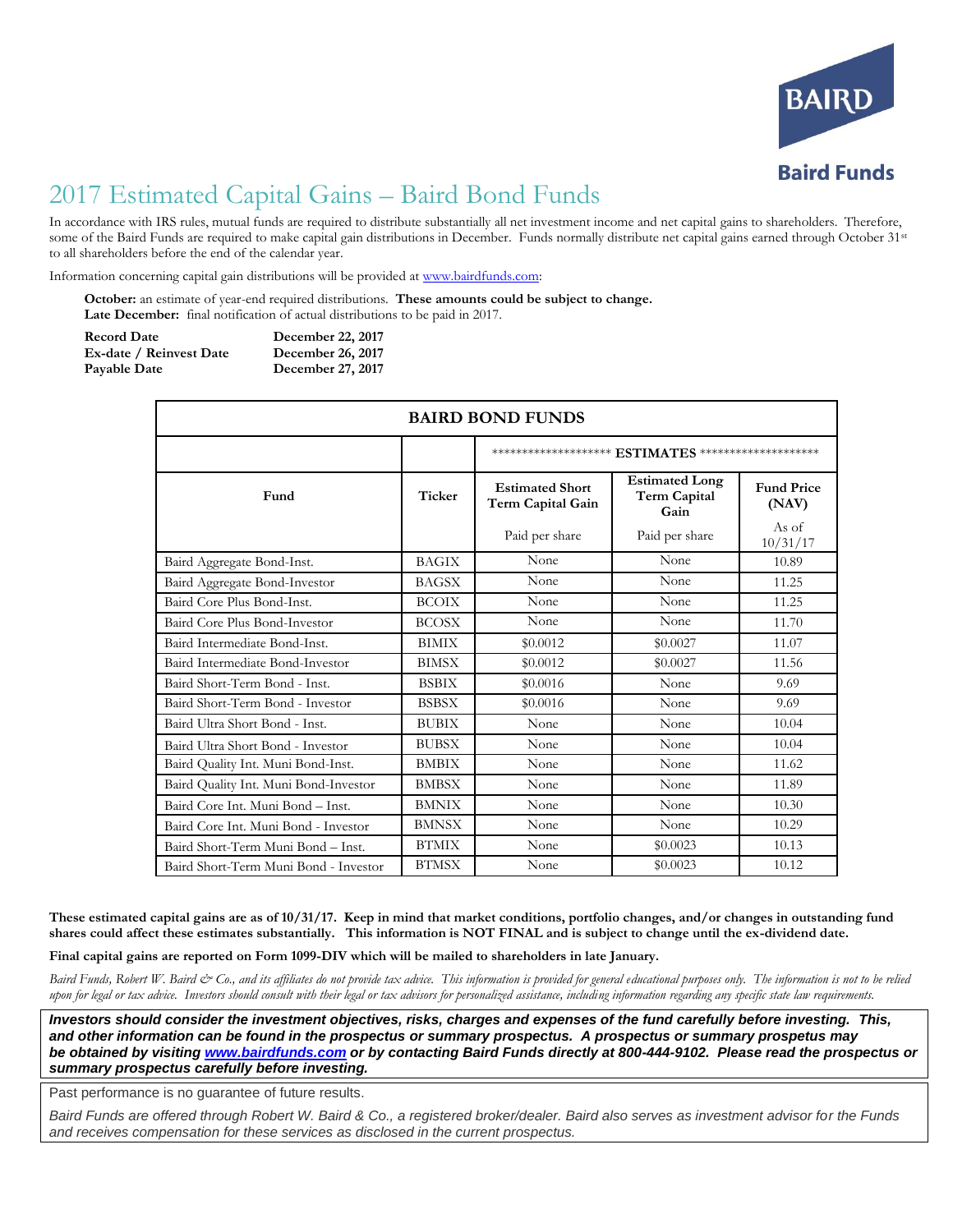# 2017 Estimated Capital Gains – Baird Bond Funds

In accordance with IRS rules, mutual funds are required to distribute substantially all net investment income and net capital gains to shareholders. Therefore, some of the Baird Funds are required to make capital gain distributions in December. Funds normally distribute net capital gains earned through October 31st to all shareholders before the end of the calendar year.

Information concerning capital gain distributions will be provided at www.bairdfunds.com:

**October:** an estimate of year-end required distributions. **These amounts could be subject to change.**
**Late December:** final notification of actual distributions to be paid in 2017.

| | |
|---|---|
| **Record Date** | **December 22, 2017** |
| **Ex-date / Reinvest Date** | **December 26, 2017** |
| **Payable Date** | **December 27, 2017** |

| BAIRD BOND FUNDS | | | | |
|---|---|---|---|---|
| | | ******************** ESTIMATES ******************** | | |
| **Fund** | **Ticker** | **Estimated Short Term Capital Gain**<br>Paid per share | **Estimated Long Term Capital Gain**<br>Paid per share | **Fund Price (NAV)**<br>As of 10/31/17 |
| Baird Aggregate Bond-Inst. | BAGIX | None | None | 10.89 |
| Baird Aggregate Bond-Investor | BAGSX | None | None | 11.25 |
| Baird Core Plus Bond-Inst. | BCOIX | None | None | 11.25 |
| Baird Core Plus Bond-Investor | BCOSX | None | None | 11.70 |
| Baird Intermediate Bond-Inst. | BIMIX | $0.0012 | $0.0027 | 11.07 |
| Baird Intermediate Bond-Investor | BIMSX | $0.0012 | $0.0027 | 11.56 |
| Baird Short-Term Bond - Inst. | BSBIX | $0.0016 | None | 9.69 |
| Baird Short-Term Bond - Investor | BSBSX | $0.0016 | None | 9.69 |
| Baird Ultra Short Bond - Inst. | BUBIX | None | None | 10.04 |
| Baird Ultra Short Bond - Investor | BUBSX | None | None | 10.04 |
| Baird Quality Int. Muni Bond-Inst. | BMBIX | None | None | 11.62 |
| Baird Quality Int. Muni Bond-Investor | BMBSX | None | None | 11.89 |
| Baird Core Int. Muni Bond – Inst. | BMNIX | None | None | 10.30 |
| Baird Core Int. Muni Bond - Investor | BMNSX | None | None | 10.29 |
| Baird Short-Term Muni Bond – Inst. | BTMIX | None | $0.0023 | 10.13 |
| Baird Short-Term Muni Bond - Investor | BTMSX | None | $0.0023 | 10.12 |

**These estimated capital gains are as of 10/31/17. Keep in mind that market conditions, portfolio changes, and/or changes in outstanding fund shares could affect these estimates substantially. This information is NOT FINAL and is subject to change until the ex-dividend date.**

**Final capital gains are reported on Form 1099-DIV which will be mailed to shareholders in late January.**

*Baird Funds, Robert W. Baird & Co., and its affiliates do not provide tax advice. This information is provided for general educational purposes only. The information is not to be relied upon for legal or tax advice. Investors should consult with their legal or tax advisors for personalized assistance, including information regarding any specific state law requirements.*

***Investors should consider the investment objectives, risks, charges and expenses of the fund carefully before investing. This, and other information can be found in the prospectus or summary prospectus. A prospectus or summary prospetus may be obtained by visiting www.bairdfunds.com or by contacting Baird Funds directly at 800-444-9102. Please read the prospectus or summary prospectus carefully before investing.***

Past performance is no guarantee of future results.

*Baird Funds are offered through Robert W. Baird & Co., a registered broker/dealer. Baird also serves as investment advisor for the Funds and receives compensation for these services as disclosed in the current prospectus.*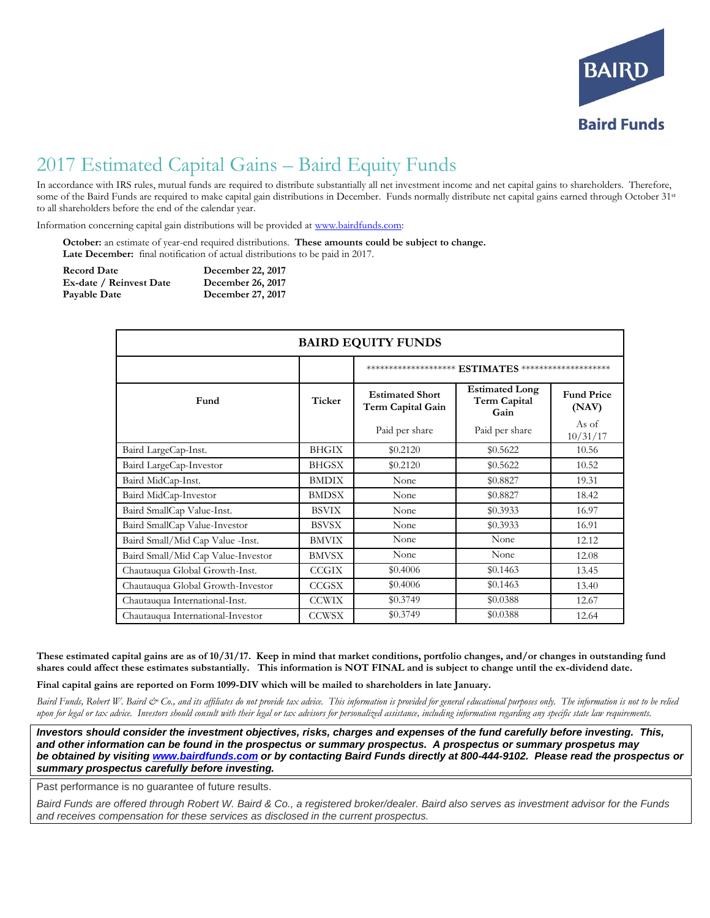BAIRD

Baird Funds

# 2017 Estimated Capital Gains – Baird Equity Funds

In accordance with IRS rules, mutual funds are required to distribute substantially all net investment income and net capital gains to shareholders. Therefore, some of the Baird Funds are required to make capital gain distributions in December. Funds normally distribute net capital gains earned through October 31st to all shareholders before the end of the calendar year.

Information concerning capital gain distributions will be provided at www.bairdfunds.com:

**October:** an estimate of year-end required distributions. **These amounts could be subject to change.**
**Late December:** final notification of actual distributions to be paid in 2017.

| | |
|---|---|
| **Record Date** | **December 22, 2017** |
| **Ex-date / Reinvest Date** | **December 26, 2017** |
| **Payable Date** | **December 27, 2017** |

| BAIRD EQUITY FUNDS | | | | |
|---|---|---|---|---|
| | | ******************** ESTIMATES ******************** | | |
| **Fund** | **Ticker** | **Estimated Short Term Capital Gain** Paid per share | **Estimated Long Term Capital Gain** Paid per share | **Fund Price (NAV)** As of 10/31/17 |
| Baird LargeCap-Inst. | BHGIX | $0.2120 | $0.5622 | 10.56 |
| Baird LargeCap-Investor | BHGSX | $0.2120 | $0.5622 | 10.52 |
| Baird MidCap-Inst. | BMDIX | None | $0.8827 | 19.31 |
| Baird MidCap-Investor | BMDSX | None | $0.8827 | 18.42 |
| Baird SmallCap Value-Inst. | BSVIX | None | $0.3933 | 16.97 |
| Baird SmallCap Value-Investor | BSVSX | None | $0.3933 | 16.91 |
| Baird Small/Mid Cap Value -Inst. | BMVIX | None | None | 12.12 |
| Baird Small/Mid Cap Value-Investor | BMVSX | None | None | 12.08 |
| Chautauqua Global Growth-Inst. | CCGIX | $0.4006 | $0.1463 | 13.45 |
| Chautauqua Global Growth-Investor | CCGSX | $0.4006 | $0.1463 | 13.40 |
| Chautauqua International-Inst. | CCWIX | $0.3749 | $0.0388 | 12.67 |
| Chautauqua International-Investor | CCWSX | $0.3749 | $0.0388 | 12.64 |

**These estimated capital gains are as of 10/31/17. Keep in mind that market conditions, portfolio changes, and/or changes in outstanding fund shares could affect these estimates substantially. This information is NOT FINAL and is subject to change until the ex-dividend date.**

**Final capital gains are reported on Form 1099-DIV which will be mailed to shareholders in late January.**

*Baird Funds, Robert W. Baird & Co., and its affiliates do not provide tax advice. This information is provided for general educational purposes only. The information is not to be relied upon for legal or tax advice. Investors should consult with their legal or tax advisors for personalized assistance, including information regarding any specific state law requirements.*

***Investors should consider the investment objectives, risks, charges and expenses of the fund carefully before investing. This, and other information can be found in the prospectus or summary prospectus. A prospectus or summary prospetus may be obtained by visiting www.bairdfunds.com or by contacting Baird Funds directly at 800-444-9102. Please read the prospectus or summary prospectus carefully before investing.***

Past performance is no guarantee of future results.

*Baird Funds are offered through Robert W. Baird & Co., a registered broker/dealer. Baird also serves as investment advisor for the Funds and receives compensation for these services as disclosed in the current prospectus.*